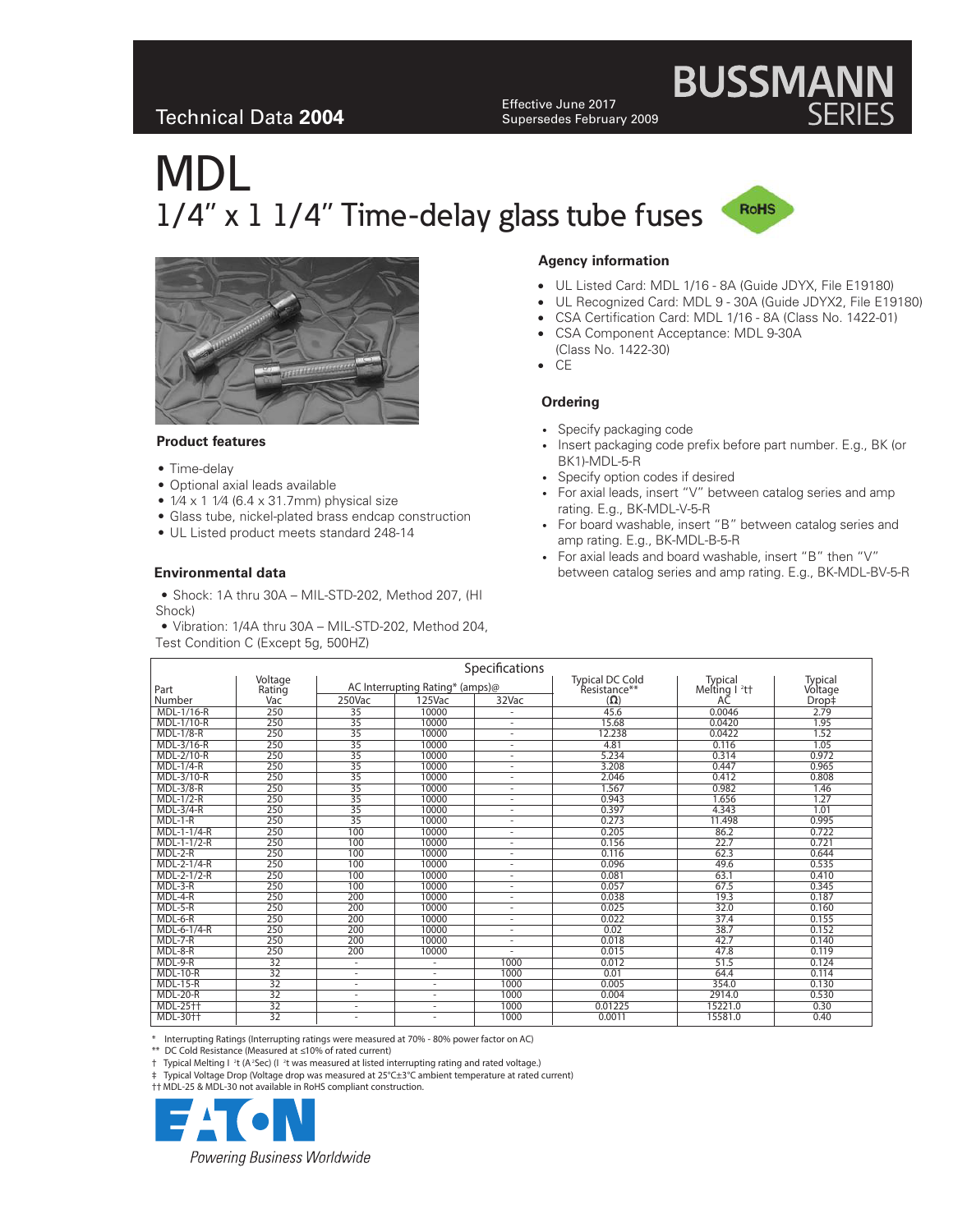Technical Data **2004**

Effective June 2017
Supersedes February 2009

# MDL

## 1/4" x 1 1/4" Time-delay glass tube fuses

### Product features

- Time-delay
- Optional axial leads available
- 1⁄4 x 1 1⁄4 (6.4 x 31.7mm) physical size
- Glass tube, nickel-plated brass endcap construction
- UL Listed product meets standard 248-14

### Environmental data

- Shock: 1A thru 30A – MIL-STD-202, Method 207, (HI Shock)
- Vibration: 1/4A thru 30A – MIL-STD-202, Method 204, Test Condition C (Except 5g, 500HZ)

### Agency information

- UL Listed Card: MDL 1/16 - 8A (Guide JDYX, File E19180)
- UL Recognized Card: MDL 9 - 30A (Guide JDYX2, File E19180)
- CSA Certification Card: MDL 1/16 - 8A (Class No. 1422-01)
- CSA Component Acceptance: MDL 9-30A (Class No. 1422-30)
- CE

### Ordering

- Specify packaging code
- Insert packaging code prefix before part number. E.g., BK (or BK1)-MDL-5-R
- Specify option codes if desired
- For axial leads, insert "V" between catalog series and amp rating. E.g., BK-MDL-V-5-R
- For board washable, insert "B" between catalog series and amp rating. E.g., BK-MDL-B-5-R
- For axial leads and board washable, insert "B" then "V" between catalog series and amp rating. E.g., BK-MDL-BV-5-R

### Specifications

| Part Number | Voltage Rating Vac | AC Interrupting Rating* (amps)@ 250Vac | 125Vac | 32Vac | Typical DC Cold Resistance** (Ω) | Typical Melting I²t† AC | Typical Voltage Drop‡ |
|---|---|---|---|---|---|---|---|
| MDL-1/16-R | 250 | 35 | 10000 | - | 45.6 | 0.0046 | 2.79 |
| MDL-1/10-R | 250 | 35 | 10000 | - | 15.68 | 0.0420 | 1.95 |
| MDL-1/8-R | 250 | 35 | 10000 | - | 12.238 | 0.0422 | 1.52 |
| MDL-3/16-R | 250 | 35 | 10000 | - | 4.81 | 0.116 | 1.05 |
| MDL-2/10-R | 250 | 35 | 10000 | - | 5.234 | 0.314 | 0.972 |
| MDL-1/4-R | 250 | 35 | 10000 | - | 3.208 | 0.447 | 0.965 |
| MDL-3/10-R | 250 | 35 | 10000 | - | 2.046 | 0.412 | 0.808 |
| MDL-3/8-R | 250 | 35 | 10000 | - | 1.567 | 0.982 | 1.46 |
| MDL-1/2-R | 250 | 35 | 10000 | - | 0.943 | 1.656 | 1.27 |
| MDL-3/4-R | 250 | 35 | 10000 | - | 0.397 | 4.343 | 1.01 |
| MDL-1-R | 250 | 35 | 10000 | - | 0.273 | 11.498 | 0.995 |
| MDL-1-1/4-R | 250 | 100 | 10000 | - | 0.205 | 86.2 | 0.722 |
| MDL-1-1/2-R | 250 | 100 | 10000 | - | 0.156 | 22.7 | 0.721 |
| MDL-2-R | 250 | 100 | 10000 | - | 0.116 | 62.3 | 0.644 |
| MDL-2-1/4-R | 250 | 100 | 10000 | - | 0.096 | 49.6 | 0.535 |
| MDL-2-1/2-R | 250 | 100 | 10000 | - | 0.081 | 63.1 | 0.410 |
| MDL-3-R | 250 | 100 | 10000 | - | 0.057 | 67.5 | 0.345 |
| MDL-4-R | 250 | 200 | 10000 | - | 0.038 | 19.3 | 0.187 |
| MDL-5-R | 250 | 200 | 10000 | - | 0.025 | 32.0 | 0.160 |
| MDL-6-R | 250 | 200 | 10000 | - | 0.022 | 37.4 | 0.155 |
| MDL-6-1/4-R | 250 | 200 | 10000 | - | 0.02 | 38.7 | 0.152 |
| MDL-7-R | 250 | 200 | 10000 | - | 0.018 | 42.7 | 0.140 |
| MDL-8-R | 250 | 200 | 10000 | - | 0.015 | 47.8 | 0.119 |
| MDL-9-R | 32 | - | - | 1000 | 0.012 | 51.5 | 0.124 |
| MDL-10-R | 32 | - | - | 1000 | 0.01 | 64.4 | 0.114 |
| MDL-15-R | 32 | - | - | 1000 | 0.005 | 354.0 | 0.130 |
| MDL-20-R | 32 | - | - | 1000 | 0.004 | 2914.0 | 0.530 |
| MDL-25†† | 32 | - | - | 1000 | 0.01225 | 15221.0 | 0.30 |
| MDL-30†† | 32 | - | - | 1000 | 0.0011 | 15581.0 | 0.40 |

\* Interrupting Ratings (Interrupting ratings were measured at 70% - 80% power factor on AC)
** DC Cold Resistance (Measured at ≤10% of rated current)
† Typical Melting $I^2t$ ($A^2$Sec) ($I^2t$ was measured at listed interrupting rating and rated voltage.)
‡ Typical Voltage Drop (Voltage drop was measured at 25°C±3°C ambient temperature at rated current)
†† MDL-25 & MDL-30 not available in RoHS compliant construction.

EATON
*Powering Business Worldwide*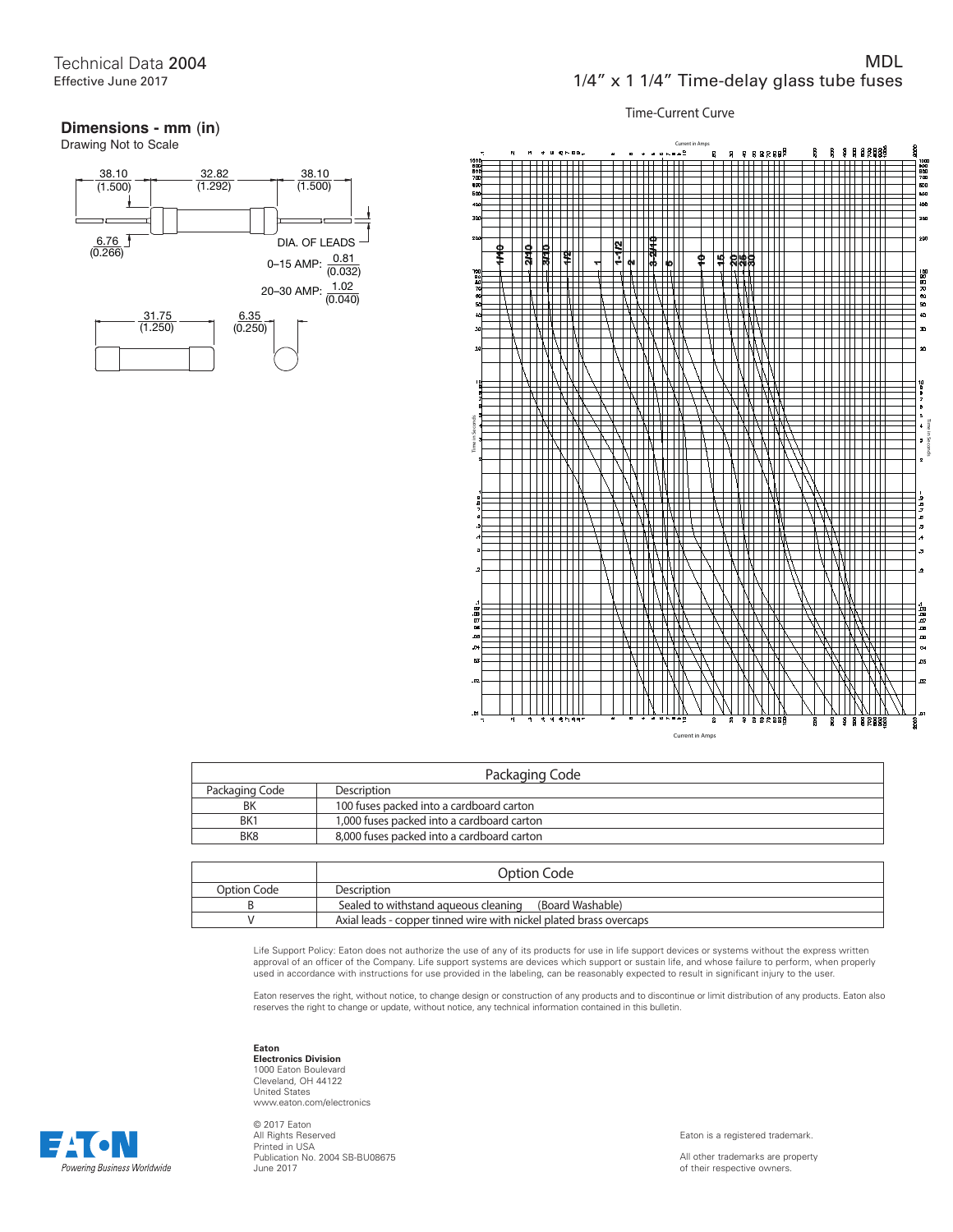## Dimensions - mm (in)

Drawing Not to Scale

38.10
(1.500)

32.82
(1.292)

38.10
(1.500)

6.76
(0.266)

DIA. OF LEADS

0–15 AMP: 0.81 (0.032)

20–30 AMP: 1.02 (0.040)

31.75
(1.250)

6.35
(0.250)

### Time-Current Curve

Current in Amps

Time in Seconds

1/10, 2/10, 3/10, 1/2, 1, 1-1/2, 2, 3-2/10, 5, 10, 15, 20, 25, 30

| Packaging Code | |
|---|---|
| Packaging Code | Description |
| BK | 100 fuses packed into a cardboard carton |
| BK1 | 1,000 fuses packed into a cardboard carton |
| BK8 | 8,000 fuses packed into a cardboard carton |

| | Option Code |
|---|---|
| Option Code | Description |
| B | Sealed to withstand aqueous cleaning (Board Washable) |
| V | Axial leads - copper tinned wire with nickel plated brass overcaps |

Life Support Policy: Eaton does not authorize the use of any of its products for use in life support devices or systems without the express written approval of an officer of the Company. Life support systems are devices which support or sustain life, and whose failure to perform, when properly used in accordance with instructions for use provided in the labeling, can be reasonably expected to result in significant injury to the user.

Eaton reserves the right, without notice, to change design or construction of any products and to discontinue or limit distribution of any products. Eaton also reserves the right to change or update, without notice, any technical information contained in this bulletin.

**Eaton**
**Electronics Division**
1000 Eaton Boulevard
Cleveland, OH 44122
United States
www.eaton.com/electronics

© 2017 Eaton
All Rights Reserved
Printed in USA
Publication No. 2004 SB-BU08675
June 2017

Powering Business Worldwide

Eaton is a registered trademark.

All other trademarks are property of their respective owners.